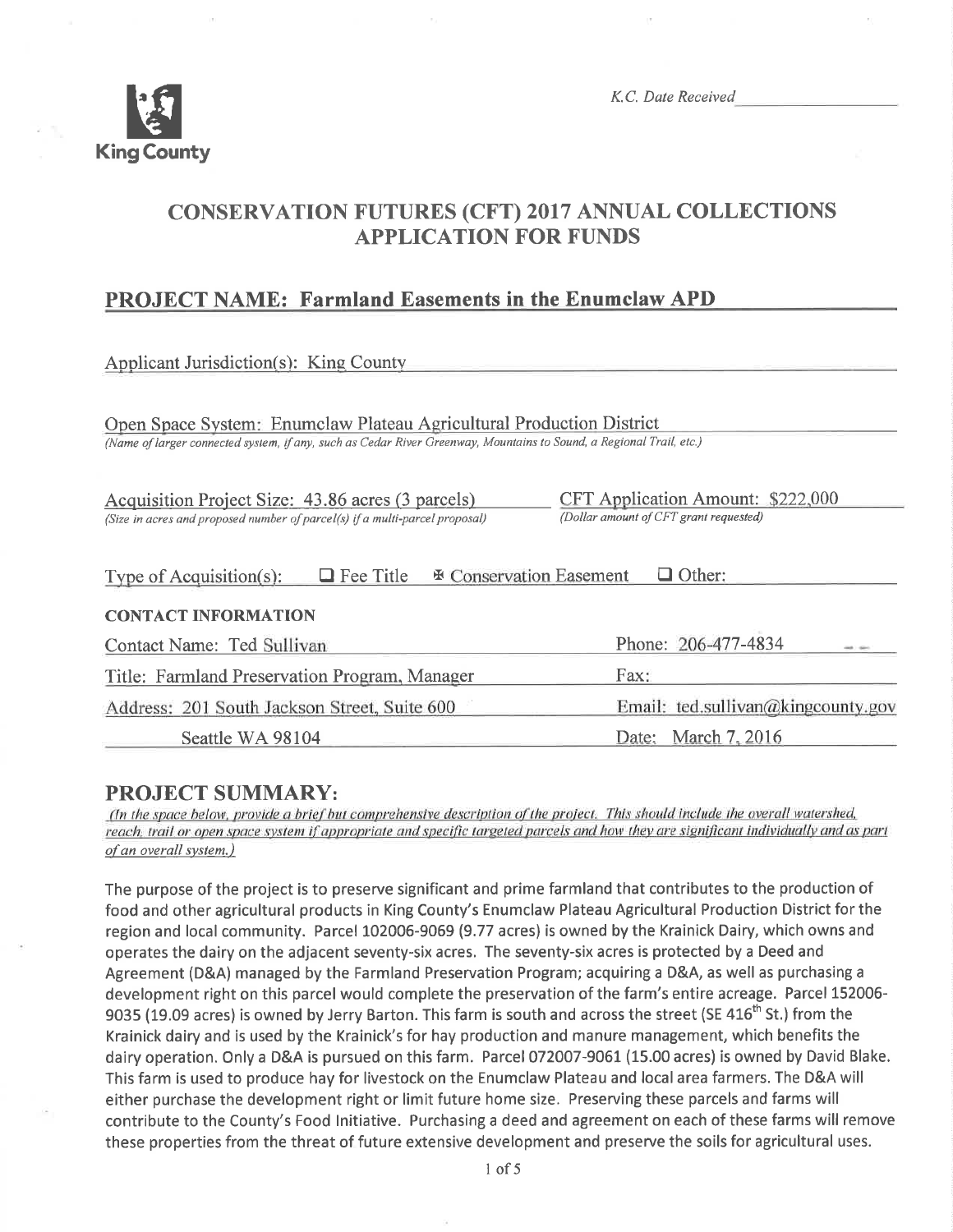King County

*K.C. Date Received* ___________________

# CONSERVATION FUTURES (CFT) 2017 ANNUAL COLLECTIONS APPLICATION FOR FUNDS

## PROJECT NAME: Farmland Easements in the Enumclaw APD

Applicant Jurisdiction(s): King County

Open Space System: Enumclaw Plateau Agricultural Production District
*(Name of larger connected system, if any, such as Cedar River Greenway, Mountains to Sound, a Regional Trail, etc.)*

Acquisition Project Size: 43.86 acres (3 parcels)
*(Size in acres and proposed number of parcel(s) if a multi-parcel proposal)*

CFT Application Amount: $222,000
*(Dollar amount of CFT grant requested)*

Type of Acquisition(s): ☐ Fee Title ☒ Conservation Easement ☐ Other:

**CONTACT INFORMATION**

| | |
|---|---|
| Contact Name: Ted Sullivan | Phone: 206-477-4834 |
| Title: Farmland Preservation Program, Manager | Fax: |
| Address: 201 South Jackson Street, Suite 600 | Email: ted.sullivan@kingcounty.gov |
| Seattle WA 98104 | Date: March 7, 2016 |

## PROJECT SUMMARY:

*(In the space below, provide a brief but comprehensive description of the project. This should include the overall watershed, reach, trail or open space system if appropriate and specific targeted parcels and how they are significant individually and as part of an overall system.)*

The purpose of the project is to preserve significant and prime farmland that contributes to the production of food and other agricultural products in King County's Enumclaw Plateau Agricultural Production District for the region and local community. Parcel 102006-9069 (9.77 acres) is owned by the Krainick Dairy, which owns and operates the dairy on the adjacent seventy-six acres. The seventy-six acres is protected by a Deed and Agreement (D&A) managed by the Farmland Preservation Program; acquiring a D&A, as well as purchasing a development right on this parcel would complete the preservation of the farm's entire acreage. Parcel 152006-9035 (19.09 acres) is owned by Jerry Barton. This farm is south and across the street (SE 416th St.) from the Krainick dairy and is used by the Krainick's for hay production and manure management, which benefits the dairy operation. Only a D&A is pursued on this farm. Parcel 072007-9061 (15.00 acres) is owned by David Blake. This farm is used to produce hay for livestock on the Enumclaw Plateau and local area farmers. The D&A will either purchase the development right or limit future home size. Preserving these parcels and farms will contribute to the County's Food Initiative. Purchasing a deed and agreement on each of these farms will remove these properties from the threat of future extensive development and preserve the soils for agricultural uses.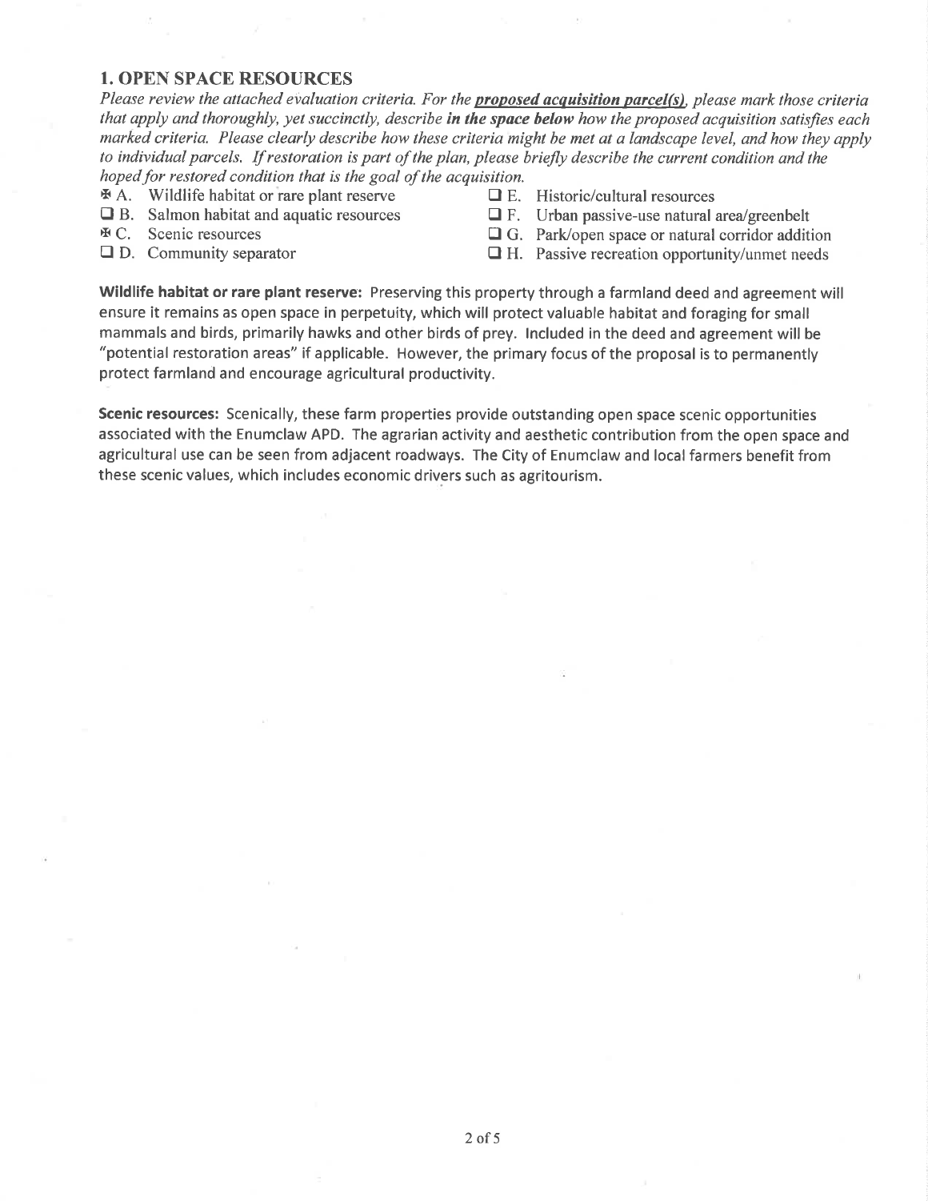## 1. OPEN SPACE RESOURCES

*Please review the attached evaluation criteria. For the **proposed acquisition parcel(s)**, please mark those criteria that apply and thoroughly, yet succinctly, describe **in the space below** how the proposed acquisition satisfies each marked criteria. Please clearly describe how these criteria might be met at a landscape level, and how they apply to individual parcels. If restoration is part of the plan, please briefly describe the current condition and the hoped for restored condition that is the goal of the acquisition.*

- ☒ A. Wildlife habitat or rare plant reserve
- ☐ B. Salmon habitat and aquatic resources
- ☒ C. Scenic resources
- ☐ D. Community separator
- ☐ E. Historic/cultural resources
- ☐ F. Urban passive-use natural area/greenbelt
- ☐ G. Park/open space or natural corridor addition
- ☐ H. Passive recreation opportunity/unmet needs

**Wildlife habitat or rare plant reserve:** Preserving this property through a farmland deed and agreement will ensure it remains as open space in perpetuity, which will protect valuable habitat and foraging for small mammals and birds, primarily hawks and other birds of prey. Included in the deed and agreement will be "potential restoration areas" if applicable. However, the primary focus of the proposal is to permanently protect farmland and encourage agricultural productivity.

**Scenic resources:** Scenically, these farm properties provide outstanding open space scenic opportunities associated with the Enumclaw APD. The agrarian activity and aesthetic contribution from the open space and agricultural use can be seen from adjacent roadways. The City of Enumclaw and local farmers benefit from these scenic values, which includes economic drivers such as agritourism.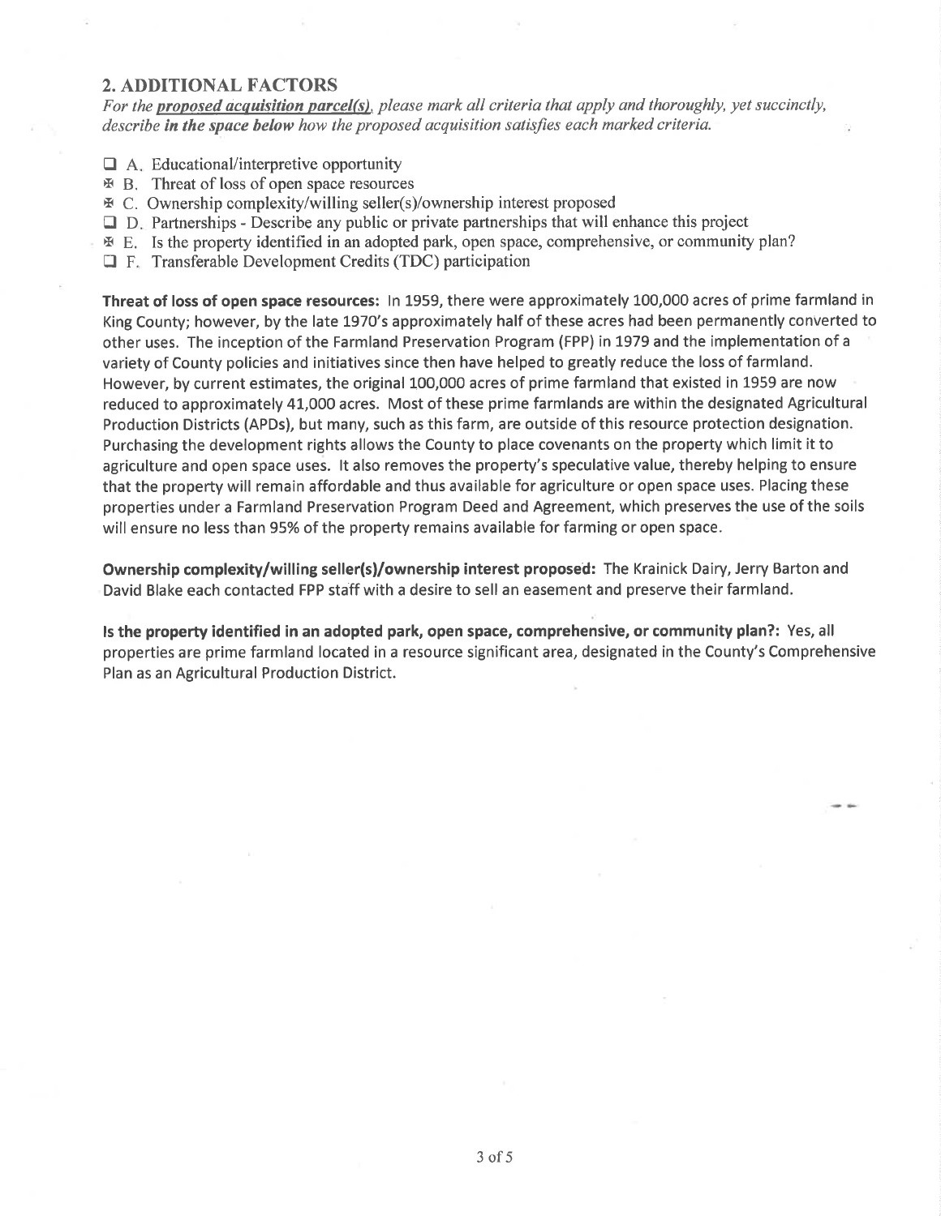## 2. ADDITIONAL FACTORS

*For the **proposed acquisition parcel(s)**, please mark all criteria that apply and thoroughly, yet succinctly, describe **in the space below** how the proposed acquisition satisfies each marked criteria.*

- ☐ A. Educational/interpretive opportunity
- ☒ B. Threat of loss of open space resources
- ☒ C. Ownership complexity/willing seller(s)/ownership interest proposed
- ☐ D. Partnerships - Describe any public or private partnerships that will enhance this project
- ☒ E. Is the property identified in an adopted park, open space, comprehensive, or community plan?
- ☐ F. Transferable Development Credits (TDC) participation

**Threat of loss of open space resources:** In 1959, there were approximately 100,000 acres of prime farmland in King County; however, by the late 1970's approximately half of these acres had been permanently converted to other uses. The inception of the Farmland Preservation Program (FPP) in 1979 and the implementation of a variety of County policies and initiatives since then have helped to greatly reduce the loss of farmland. However, by current estimates, the original 100,000 acres of prime farmland that existed in 1959 are now reduced to approximately 41,000 acres. Most of these prime farmlands are within the designated Agricultural Production Districts (APDs), but many, such as this farm, are outside of this resource protection designation. Purchasing the development rights allows the County to place covenants on the property which limit it to agriculture and open space uses. It also removes the property's speculative value, thereby helping to ensure that the property will remain affordable and thus available for agriculture or open space uses. Placing these properties under a Farmland Preservation Program Deed and Agreement, which preserves the use of the soils will ensure no less than 95% of the property remains available for farming or open space.

**Ownership complexity/willing seller(s)/ownership interest proposed:** The Krainick Dairy, Jerry Barton and David Blake each contacted FPP staff with a desire to sell an easement and preserve their farmland.

**Is the property identified in an adopted park, open space, comprehensive, or community plan?:** Yes, all properties are prime farmland located in a resource significant area, designated in the County's Comprehensive Plan as an Agricultural Production District.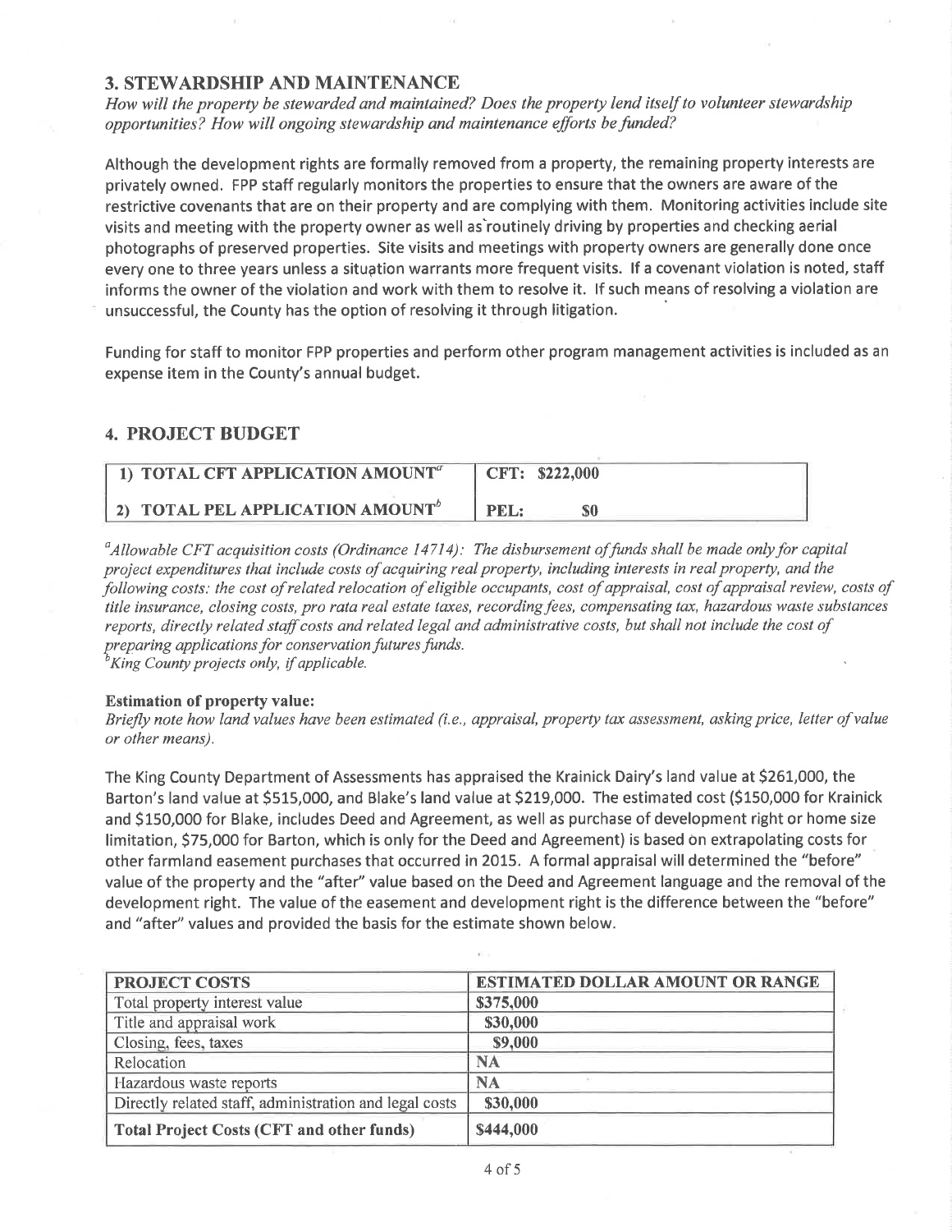## 3. STEWARDSHIP AND MAINTENANCE

*How will the property be stewarded and maintained? Does the property lend itself to volunteer stewardship opportunities? How will ongoing stewardship and maintenance efforts be funded?*

Although the development rights are formally removed from a property, the remaining property interests are privately owned. FPP staff regularly monitors the properties to ensure that the owners are aware of the restrictive covenants that are on their property and are complying with them. Monitoring activities include site visits and meeting with the property owner as well as routinely driving by properties and checking aerial photographs of preserved properties. Site visits and meetings with property owners are generally done once every one to three years unless a situation warrants more frequent visits. If a covenant violation is noted, staff informs the owner of the violation and work with them to resolve it. If such means of resolving a violation are unsuccessful, the County has the option of resolving it through litigation.

Funding for staff to monitor FPP properties and perform other program management activities is included as an expense item in the County's annual budget.

## 4. PROJECT BUDGET

| | |
|---|---|
| 1) TOTAL CFT APPLICATION AMOUNT[a] | CFT: $222,000 |
| 2) TOTAL PEL APPLICATION AMOUNT[b] | PEL: $0 |

[a]*Allowable CFT acquisition costs (Ordinance 14714): The disbursement of funds shall be made only for capital project expenditures that include costs of acquiring real property, including interests in real property, and the following costs: the cost of related relocation of eligible occupants, cost of appraisal, cost of appraisal review, costs of title insurance, closing costs, pro rata real estate taxes, recording fees, compensating tax, hazardous waste substances reports, directly related staff costs and related legal and administrative costs, but shall not include the cost of preparing applications for conservation futures funds.*
[b]*King County projects only, if applicable.*

**Estimation of property value:**
*Briefly note how land values have been estimated (i.e., appraisal, property tax assessment, asking price, letter of value or other means).*

The King County Department of Assessments has appraised the Krainick Dairy's land value at $261,000, the Barton's land value at $515,000, and Blake's land value at $219,000. The estimated cost ($150,000 for Krainick and $150,000 for Blake, includes Deed and Agreement, as well as purchase of development right or home size limitation, $75,000 for Barton, which is only for the Deed and Agreement) is based on extrapolating costs for other farmland easement purchases that occurred in 2015. A formal appraisal will determined the "before" value of the property and the "after" value based on the Deed and Agreement language and the removal of the development right. The value of the easement and development right is the difference between the "before" and "after" values and provided the basis for the estimate shown below.

| PROJECT COSTS | ESTIMATED DOLLAR AMOUNT OR RANGE |
|---|---|
| Total property interest value | $375,000 |
| Title and appraisal work | $30,000 |
| Closing, fees, taxes | $9,000 |
| Relocation | NA |
| Hazardous waste reports | NA |
| Directly related staff, administration and legal costs | $30,000 |
| **Total Project Costs (CFT and other funds)** | $444,000 |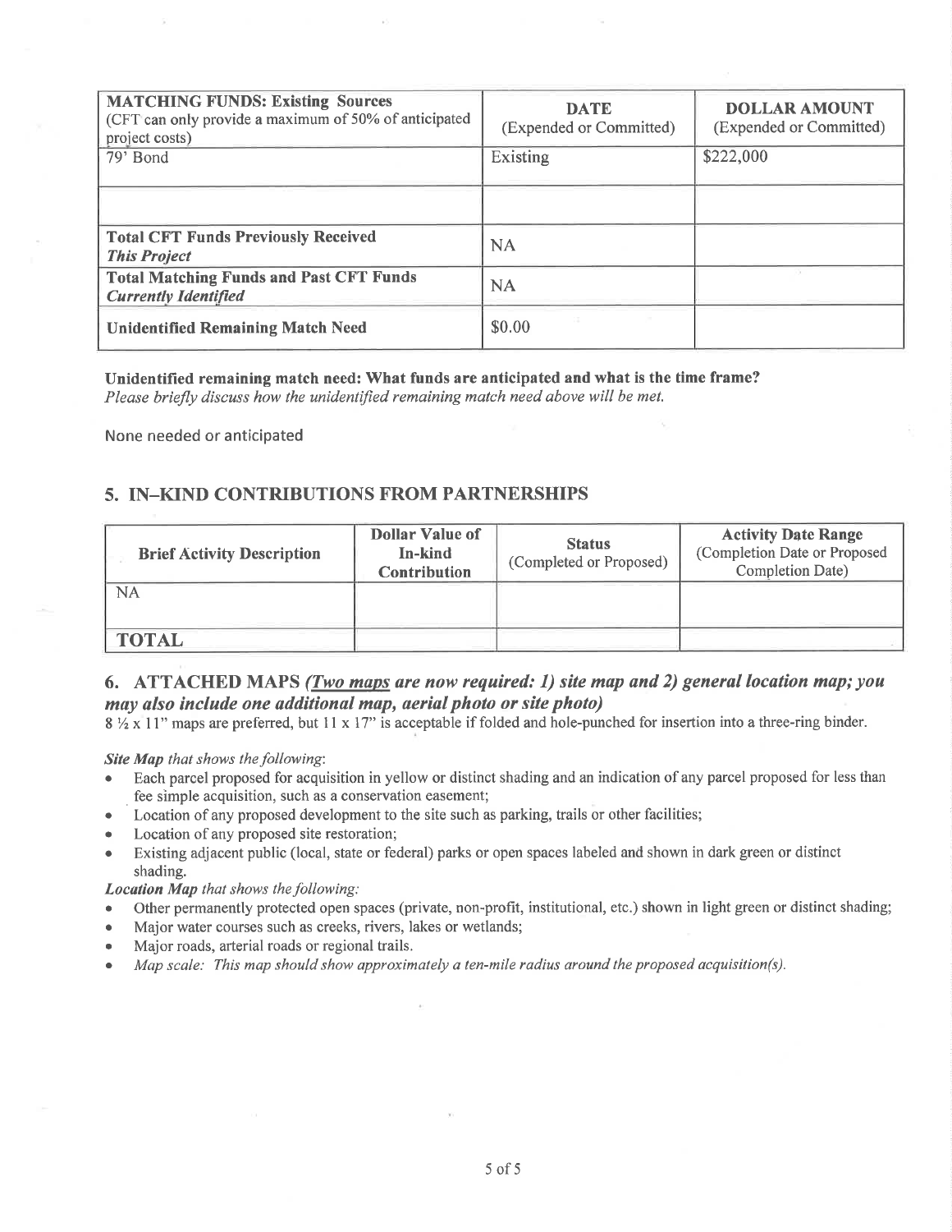| **MATCHING FUNDS: Existing Sources** (CFT can only provide a maximum of 50% of anticipated project costs) | **DATE** (Expended or Committed) | **DOLLAR AMOUNT** (Expended or Committed) |
|---|---|---|
| 79' Bond | Existing | $222,000 |
| | | |
| **Total CFT Funds Previously Received** ***This Project*** | NA | |
| **Total Matching Funds and Past CFT Funds** ***Currently Identified*** | NA | |
| **Unidentified Remaining Match Need** | $0.00 | |

**Unidentified remaining match need: What funds are anticipated and what is the time frame?**
*Please briefly discuss how the unidentified remaining match need above will be met.*

None needed or anticipated

## 5. IN–KIND CONTRIBUTIONS FROM PARTNERSHIPS

| **Brief Activity Description** | **Dollar Value of In-kind Contribution** | **Status** (Completed or Proposed) | **Activity Date Range** (Completion Date or Proposed Completion Date) |
|---|---|---|---|
| NA | | | |
| **TOTAL** | | | |

## 6. ATTACHED MAPS *(Two maps are now required: 1) site map and 2) general location map; you may also include one additional map, aerial photo or site photo)*

8 ½ x 11" maps are preferred, but 11 x 17" is acceptable if folded and hole-punched for insertion into a three-ring binder.

***Site Map*** *that shows the following:*

- Each parcel proposed for acquisition in yellow or distinct shading and an indication of any parcel proposed for less than fee simple acquisition, such as a conservation easement;
- Location of any proposed development to the site such as parking, trails or other facilities;
- Location of any proposed site restoration;
- Existing adjacent public (local, state or federal) parks or open spaces labeled and shown in dark green or distinct shading.

***Location Map*** *that shows the following:*

- Other permanently protected open spaces (private, non-profit, institutional, etc.) shown in light green or distinct shading;
- Major water courses such as creeks, rivers, lakes or wetlands;
- Major roads, arterial roads or regional trails.
- *Map scale: This map should show approximately a ten-mile radius around the proposed acquisition(s).*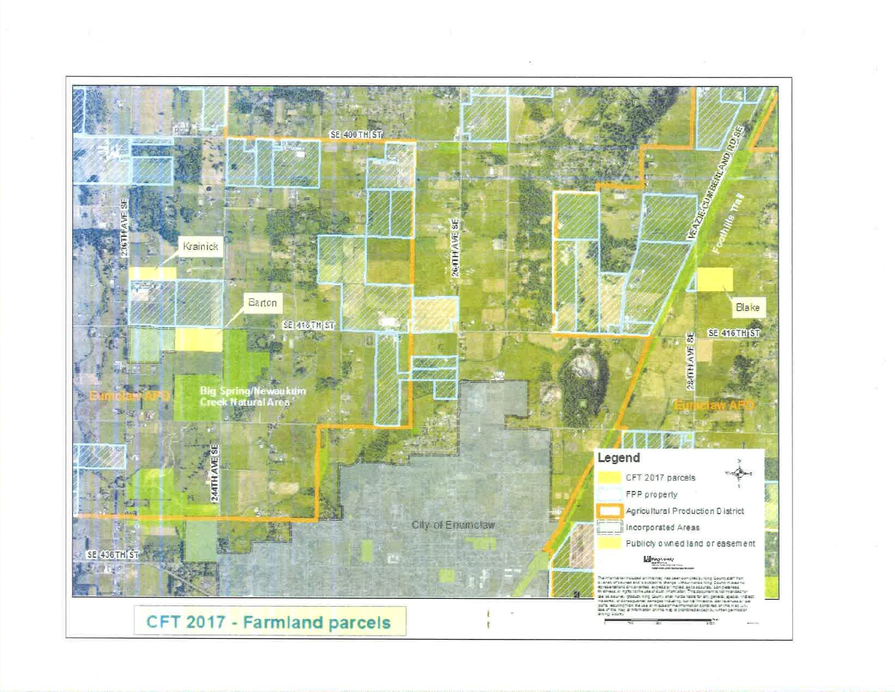# CFT 2017 - Farmland parcels

SE 400TH ST

236TH AVE SE

Krainick

Barton

SE 416TH ST

264TH AVE SE

VEAZIE-CUMBERLAND RD SE

Foothills Trail

Blake

SE 416TH ST

284TH AVE SE

Enumclaw APD

Big Spring/Newaukum Creek Natural Area

Enumclaw APD

244TH AVE SE

City of Enumclaw

SE 436TH ST

**Legend**

- CFT 2017 parcels
- FPP property
- Agricultural Production District
- Incorporated Areas
- Publicly owned land or easement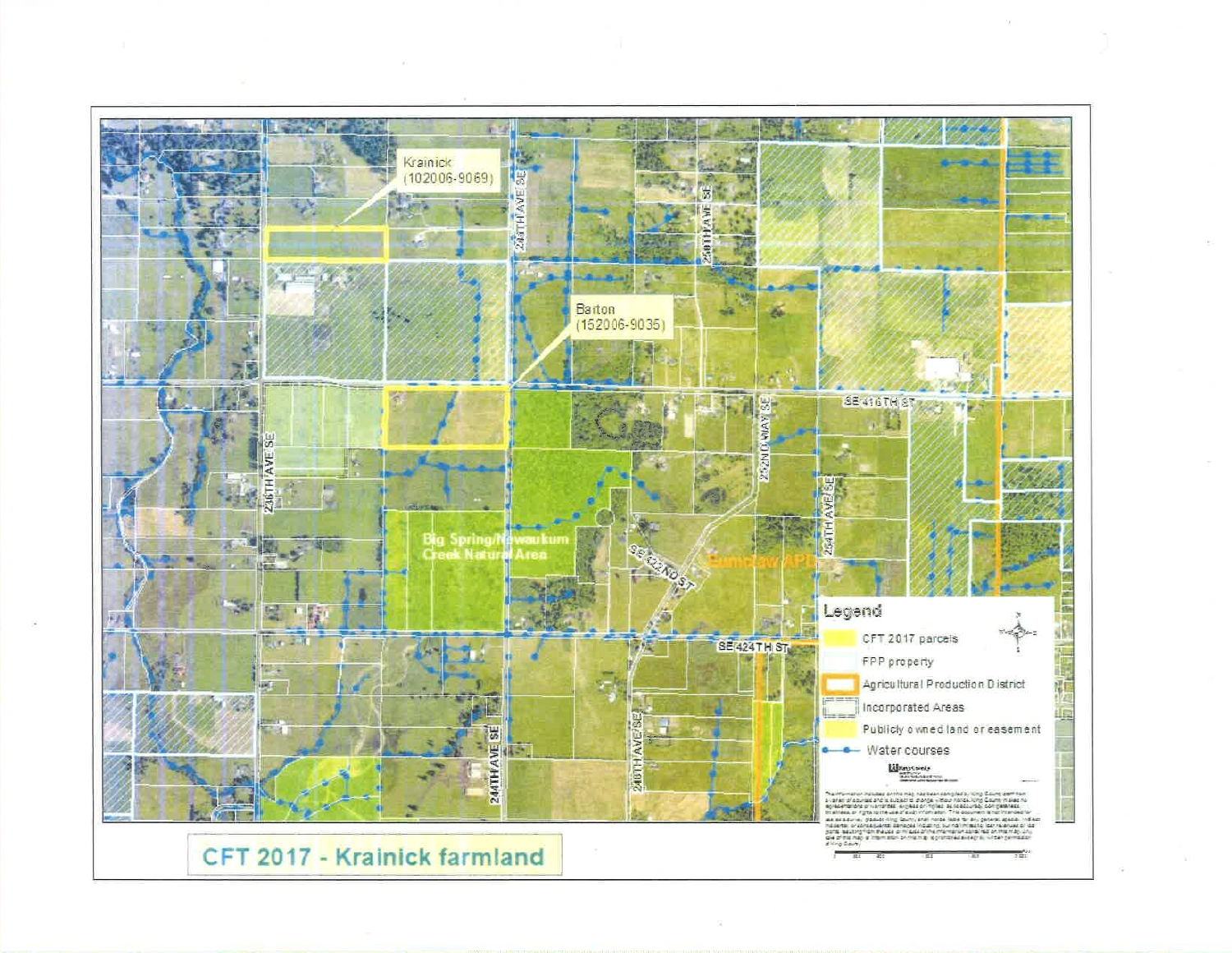Krainick (102006-9069)

Barton (152006-9035)

236TH AVE SE

244TH AVE SE

250TH AVE SE

SE 416TH ST

252ND WAY SE

254TH AVE SE

Big Spring/Newaukum Creek Natural Area

SE 422ND ST

Enumclaw APD

SE 424TH ST

246TH AVE SE

Legend

- CFT 2017 parcels
- FPP property
- Agricultural Production District
- Incorporated Areas
- Publicly owned land or easement
- Water courses

# CFT 2017 - Krainick farmland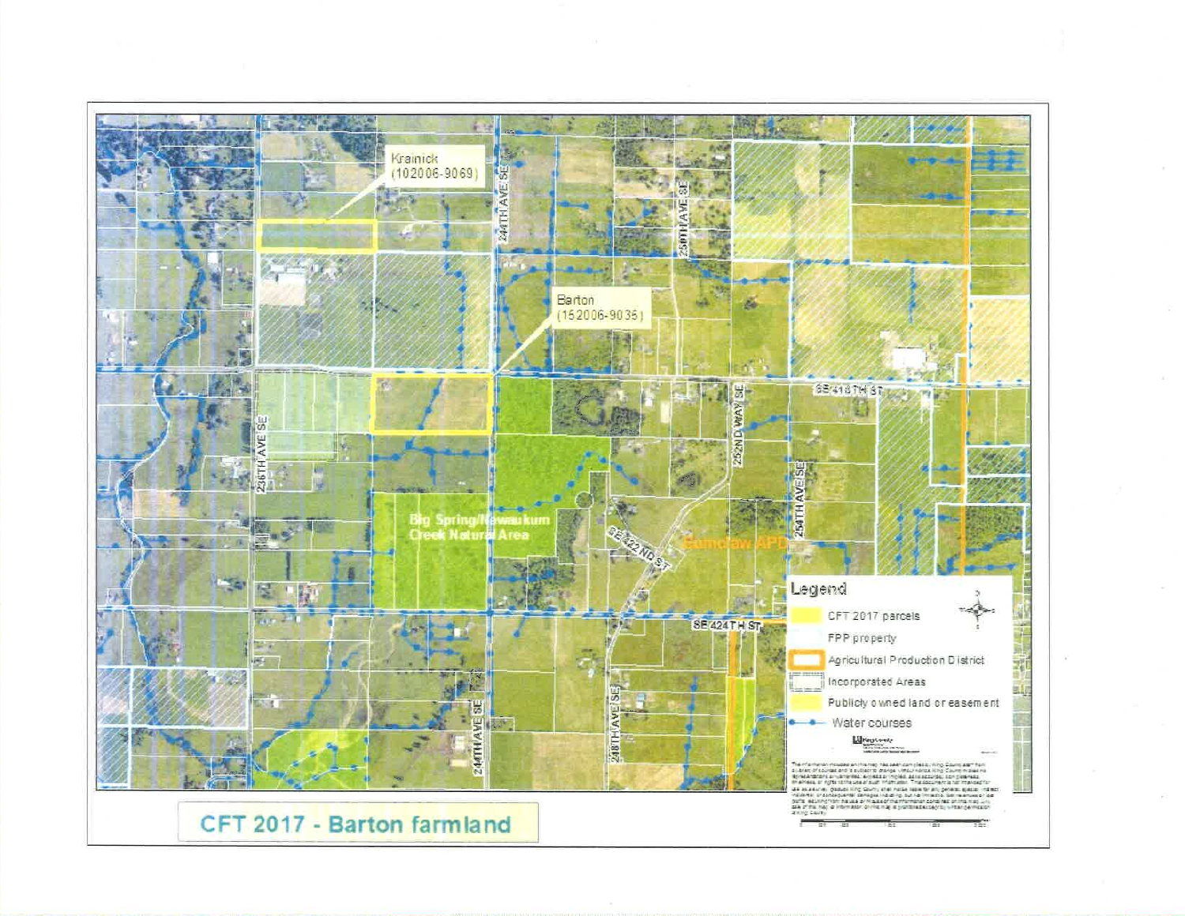Krainick (102006-9069)

Barton (152006-9035)

244TH AVE SE

250TH AVE SE

SE 416TH ST

236TH AVE SE

252ND WAY SE

254TH AVE SE

Big Spring/Newaukum Creek Natural Area

SE 422ND ST

Enumclaw APD

SE 424TH ST

244TH AVE SE

248TH AVE SE

**Legend**

- CFT 2017 parcels
- FPP property
- Agricultural Production District
- Incorporated Areas
- Publicly owned land or easement
- Water courses

## CFT 2017 - Barton farmland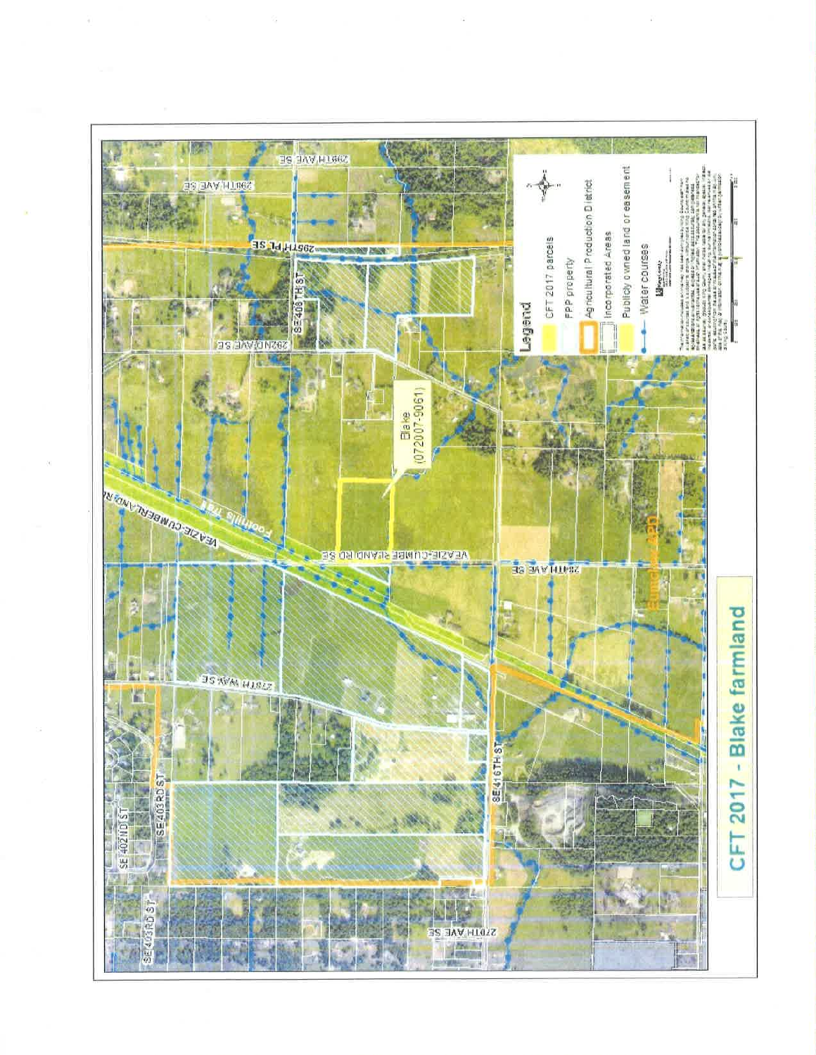# CFT 2017 - Blake farmland

Blake
(072007-9061)

**Legend**

- CFT 2017 parcels
- FPP property
- Agricultural Production District
- Incorporated Areas
- Publicly owned land or easement
- Water courses

VEAZIE-CUMBERLAND RD SE

Foothills Trail

SE 416TH ST

SE 408TH ST

SE 403RD ST

SE 402ND ST

276TH WAY SE

284TH AVE SE

292ND AVE SE

295TH PL SE

298TH AVE SE

270TH AVE SE

Enumclaw APD